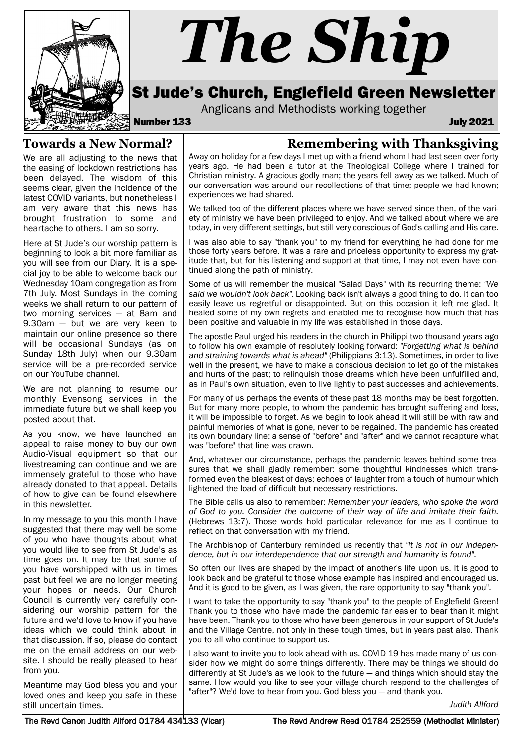# The Ship

## St Jude's Church, Englefield Green Newsletter

Anglicans and Methodists working together

**Number 133** **July 2021**

## Towards a New Normal?

We are all adjusting to the news that the easing of lockdown restrictions has been delayed. The wisdom of this seems clear, given the incidence of the latest COVID variants, but nonetheless I am very aware that this news has brought frustration to some and heartache to others. I am so sorry.

Here at St Jude's our worship pattern is beginning to look a bit more familiar as you will see from our Diary. It is a special joy to be able to welcome back our Wednesday 10am congregation as from 7th July. Most Sundays in the coming weeks we shall return to our pattern of two morning services — at 8am and 9.30am — but we are very keen to maintain our online presence so there will be occasional Sundays (as on Sunday 18th July) when our 9.30am service will be a pre-recorded service on our YouTube channel.

We are not planning to resume our monthly Evensong services in the immediate future but we shall keep you posted about that.

As you know, we have launched an appeal to raise money to buy our own Audio-Visual equipment so that our livestreaming can continue and we are immensely grateful to those who have already donated to that appeal. Details of how to give can be found elsewhere in this newsletter.

In my message to you this month I have suggested that there may well be some of you who have thoughts about what you would like to see from St Jude's as time goes on. It may be that some of you have worshipped with us in times past but feel we are no longer meeting your hopes or needs. Our Church Council is currently very carefully considering our worship pattern for the future and we'd love to know if you have ideas which we could think about in that discussion. If so, please do contact me on the email address on our website. I should be really pleased to hear from you.

Meantime may God bless you and your loved ones and keep you safe in these still uncertain times.

## Remembering with Thanksgiving

Away on holiday for a few days I met up with a friend whom I had last seen over forty years ago. He had been a tutor at the Theological College where I trained for Christian ministry. A gracious godly man; the years fell away as we talked. Much of our conversation was around our recollections of that time; people we had known; experiences we had shared.

We talked too of the different places where we have served since then, of the variety of ministry we have been privileged to enjoy. And we talked about where we are today, in very different settings, but still very conscious of God's calling and His care.

I was also able to say "thank you" to my friend for everything he had done for me those forty years before. It was a rare and priceless opportunity to express my gratitude that, but for his listening and support at that time, I may not even have continued along the path of ministry.

Some of us will remember the musical "Salad Days" with its recurring theme: *"We said we wouldn't look back"*. Looking back isn't always a good thing to do. It can too easily leave us regretful or disappointed. But on this occasion it left me glad. It healed some of my own regrets and enabled me to recognise how much that has been positive and valuable in my life was established in those days.

The apostle Paul urged his readers in the church in Philippi two thousand years ago to follow his own example of resolutely looking forward: *"Forgetting what is behind and straining towards what is ahead"* (Philippians 3:13). Sometimes, in order to live well in the present, we have to make a conscious decision to let go of the mistakes and hurts of the past; to relinquish those dreams which have been unfulfilled and, as in Paul's own situation, even to live lightly to past successes and achievements.

For many of us perhaps the events of these past 18 months may be best forgotten. But for many more people, to whom the pandemic has brought suffering and loss, it will be impossible to forget. As we begin to look ahead it will still be with raw and painful memories of what is gone, never to be regained. The pandemic has created its own boundary line: a sense of "before" and "after" and we cannot recapture what was "before" that line was drawn.

And, whatever our circumstance, perhaps the pandemic leaves behind some treasures that we shall gladly remember: some thoughtful kindnesses which transformed even the bleakest of days; echoes of laughter from a touch of humour which lightened the load of difficult but necessary restrictions.

The Bible calls us also to remember: *Remember your leaders, who spoke the word of God to you. Consider the outcome of their way of life and imitate their faith.* (Hebrews 13:7). Those words hold particular relevance for me as I continue to reflect on that conversation with my friend.

The Archbishop of Canterbury reminded us recently that *"It is not in our independence, but in our interdependence that our strength and humanity is found"*.

So often our lives are shaped by the impact of another's life upon us. It is good to look back and be grateful to those whose example has inspired and encouraged us. And it is good to be given, as I was given, the rare opportunity to say "thank you".

I want to take the opportunity to say "thank you" to the people of Englefield Green! Thank you to those who have made the pandemic far easier to bear than it might have been. Thank you to those who have been generous in your support of St Jude's and the Village Centre, not only in these tough times, but in years past also. Thank you to all who continue to support us.

I also want to invite you to look ahead with us. COVID 19 has made many of us consider how we might do some things differently. There may be things we should do differently at St Jude's as we look to the future — and things which should stay the same. How would you like to see your village church respond to the challenges of "after"? We'd love to hear from you. God bless you — and thank you.

*Judith Allford*

The Revd Canon Judith Allford 01784 434133 (Vicar) The Revd Andrew Reed 01784 252559 (Methodist Minister)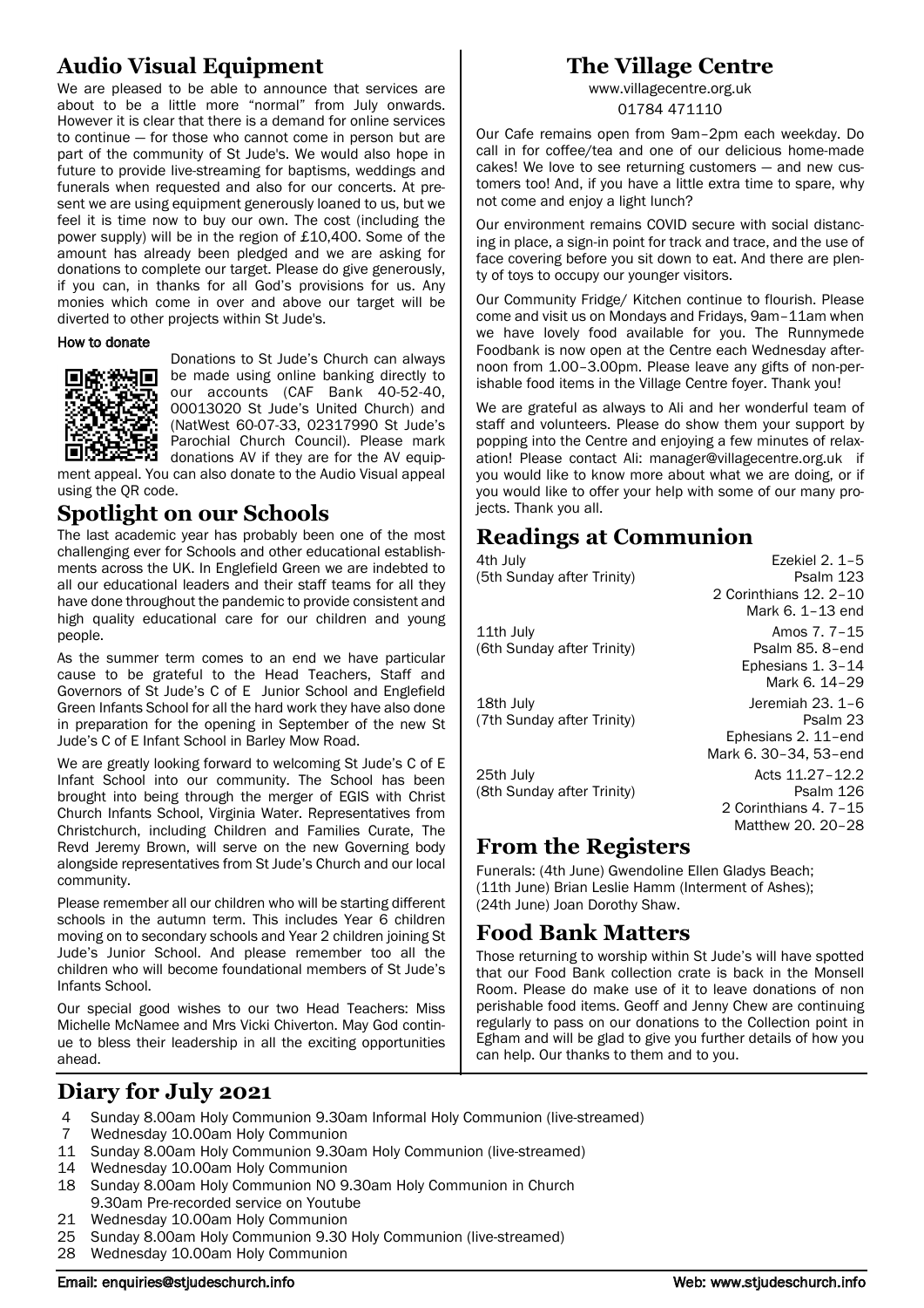## Audio Visual Equipment

We are pleased to be able to announce that services are about to be a little more "normal" from July onwards. However it is clear that there is a demand for online services to continue — for those who cannot come in person but are part of the community of St Jude's. We would also hope in future to provide live-streaming for baptisms, weddings and funerals when requested and also for our concerts. At present we are using equipment generously loaned to us, but we feel it is time now to buy our own. The cost (including the power supply) will be in the region of £10,400. Some of the amount has already been pledged and we are asking for donations to complete our target. Please do give generously, if you can, in thanks for all God's provisions for us. Any monies which come in over and above our target will be diverted to other projects within St Jude's.

**How to donate**

Donations to St Jude's Church can always be made using online banking directly to our accounts (CAF Bank 40-52-40, 00013020 St Jude's United Church) and (NatWest 60-07-33, 02317990 St Jude's Parochial Church Council). Please mark donations AV if they are for the AV equipment appeal. You can also donate to the Audio Visual appeal using the QR code.

## Spotlight on our Schools

The last academic year has probably been one of the most challenging ever for Schools and other educational establishments across the UK. In Englefield Green we are indebted to all our educational leaders and their staff teams for all they have done throughout the pandemic to provide consistent and high quality educational care for our children and young people.

As the summer term comes to an end we have particular cause to be grateful to the Head Teachers, Staff and Governors of St Jude's C of E Junior School and Englefield Green Infants School for all the hard work they have also done in preparation for the opening in September of the new St Jude's C of E Infant School in Barley Mow Road.

We are greatly looking forward to welcoming St Jude's C of E Infant School into our community. The School has been brought into being through the merger of EGIS with Christ Church Infants School, Virginia Water. Representatives from Christchurch, including Children and Families Curate, The Revd Jeremy Brown, will serve on the new Governing body alongside representatives from St Jude's Church and our local community.

Please remember all our children who will be starting different schools in the autumn term. This includes Year 6 children moving on to secondary schools and Year 2 children joining St Jude's Junior School. And please remember too all the children who will become foundational members of St Jude's Infants School.

Our special good wishes to our two Head Teachers: Miss Michelle McNamee and Mrs Vicki Chiverton. May God continue to bless their leadership in all the exciting opportunities ahead.

## The Village Centre

www.villagecentre.org.uk
01784 471110

Our Cafe remains open from 9am–2pm each weekday. Do call in for coffee/tea and one of our delicious home-made cakes! We love to see returning customers — and new customers too! And, if you have a little extra time to spare, why not come and enjoy a light lunch?

Our environment remains COVID secure with social distancing in place, a sign-in point for track and trace, and the use of face covering before you sit down to eat. And there are plenty of toys to occupy our younger visitors.

Our Community Fridge/ Kitchen continue to flourish. Please come and visit us on Mondays and Fridays, 9am–11am when we have lovely food available for you. The Runnymede Foodbank is now open at the Centre each Wednesday afternoon from 1.00–3.00pm. Please leave any gifts of non-perishable food items in the Village Centre foyer. Thank you!

We are grateful as always to Ali and her wonderful team of staff and volunteers. Please do show them your support by popping into the Centre and enjoying a few minutes of relaxation! Please contact Ali: manager@villagecentre.org.uk if you would like to know more about what we are doing, or if you would like to offer your help with some of our many projects. Thank you all.

## Readings at Communion

| | |
|---|---|
| 4th July (5th Sunday after Trinity) | Ezekiel 2. 1–5<br>Psalm 123<br>2 Corinthians 12. 2–10<br>Mark 6. 1–13 end |
| 11th July (6th Sunday after Trinity) | Amos 7. 7–15<br>Psalm 85. 8–end<br>Ephesians 1. 3–14<br>Mark 6. 14–29 |
| 18th July (7th Sunday after Trinity) | Jeremiah 23. 1–6<br>Psalm 23<br>Ephesians 2. 11–end<br>Mark 6. 30–34, 53–end |
| 25th July (8th Sunday after Trinity) | Acts 11.27–12.2<br>Psalm 126<br>2 Corinthians 4. 7–15<br>Matthew 20. 20–28 |

## From the Registers

Funerals: (4th June) Gwendoline Ellen Gladys Beach; (11th June) Brian Leslie Hamm (Interment of Ashes); (24th June) Joan Dorothy Shaw.

## Food Bank Matters

Those returning to worship within St Jude's will have spotted that our Food Bank collection crate is back in the Monsell Room. Please do make use of it to leave donations of non perishable food items. Geoff and Jenny Chew are continuing regularly to pass on our donations to the Collection point in Egham and will be glad to give you further details of how you can help. Our thanks to them and to you.

## Diary for July 2021

- 4 Sunday 8.00am Holy Communion 9.30am Informal Holy Communion (live-streamed)
- 7 Wednesday 10.00am Holy Communion
- 11 Sunday 8.00am Holy Communion 9.30am Holy Communion (live-streamed)
- 14 Wednesday 10.00am Holy Communion
- 18 Sunday 8.00am Holy Communion NO 9.30am Holy Communion in Church
  9.30am Pre-recorded service on Youtube
- 21 Wednesday 10.00am Holy Communion
- 25 Sunday 8.00am Holy Communion 9.30 Holy Communion (live-streamed)
- 28 Wednesday 10.00am Holy Communion

Email: enquiries@stjudeschurch.info Web: www.stjudeschurch.info